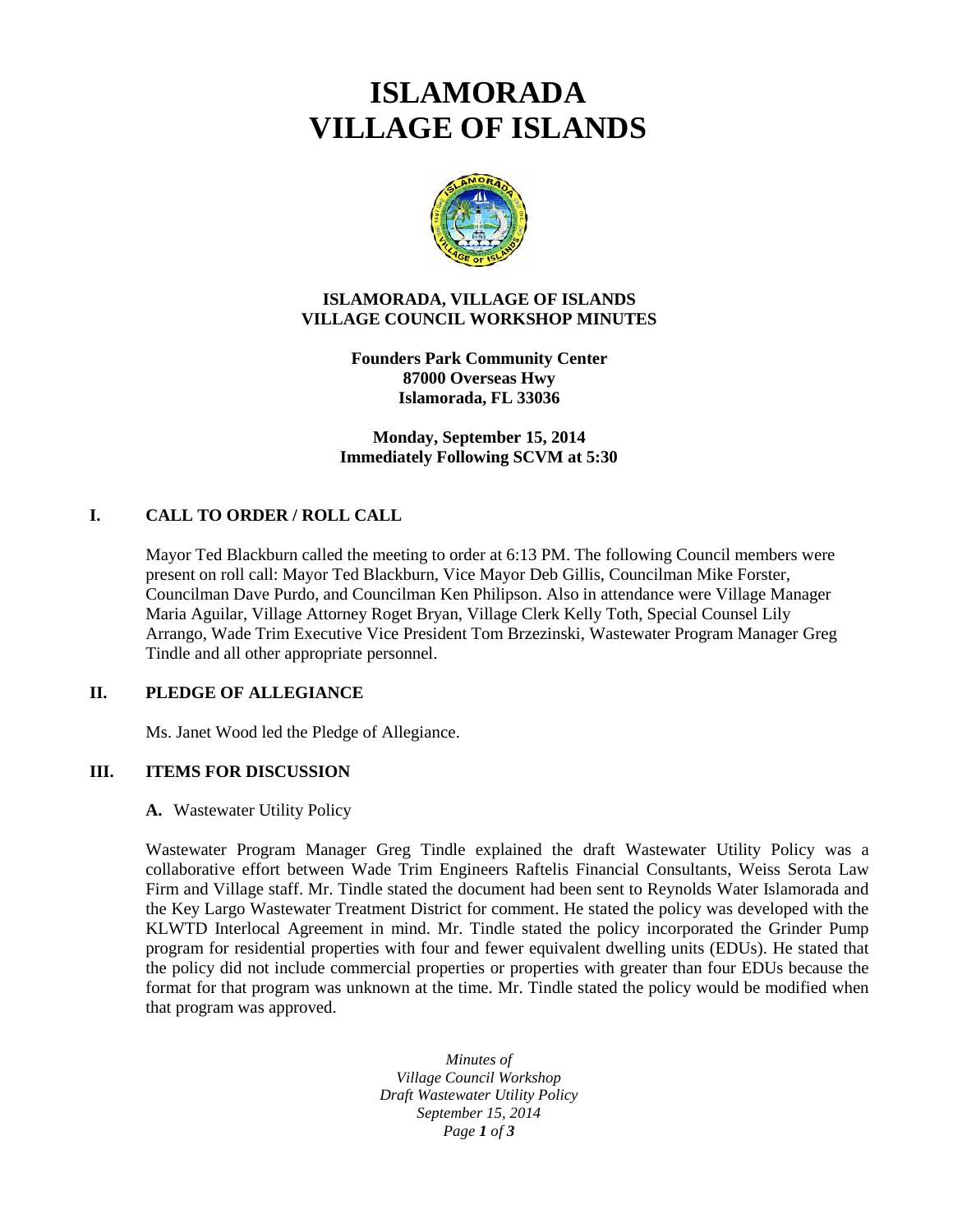# ISLAMORADA
# VILLAGE OF ISLANDS

**ISLAMORADA, VILLAGE OF ISLANDS**
**VILLAGE COUNCIL WORKSHOP MINUTES**

**Founders Park Community Center**
**87000 Overseas Hwy**
**Islamorada, FL 33036**

**Monday, September 15, 2014**
**Immediately Following SCVM at 5:30**

## I. CALL TO ORDER / ROLL CALL

Mayor Ted Blackburn called the meeting to order at 6:13 PM. The following Council members were present on roll call: Mayor Ted Blackburn, Vice Mayor Deb Gillis, Councilman Mike Forster, Councilman Dave Purdo, and Councilman Ken Philipson. Also in attendance were Village Manager Maria Aguilar, Village Attorney Roget Bryan, Village Clerk Kelly Toth, Special Counsel Lily Arrango, Wade Trim Executive Vice President Tom Brzezinski, Wastewater Program Manager Greg Tindle and all other appropriate personnel.

## II. PLEDGE OF ALLEGIANCE

Ms. Janet Wood led the Pledge of Allegiance.

## III. ITEMS FOR DISCUSSION

**A.** Wastewater Utility Policy

Wastewater Program Manager Greg Tindle explained the draft Wastewater Utility Policy was a collaborative effort between Wade Trim Engineers Raftelis Financial Consultants, Weiss Serota Law Firm and Village staff. Mr. Tindle stated the document had been sent to Reynolds Water Islamorada and the Key Largo Wastewater Treatment District for comment. He stated the policy was developed with the KLWTD Interlocal Agreement in mind. Mr. Tindle stated the policy incorporated the Grinder Pump program for residential properties with four and fewer equivalent dwelling units (EDUs). He stated that the policy did not include commercial properties or properties with greater than four EDUs because the format for that program was unknown at the time. Mr. Tindle stated the policy would be modified when that program was approved.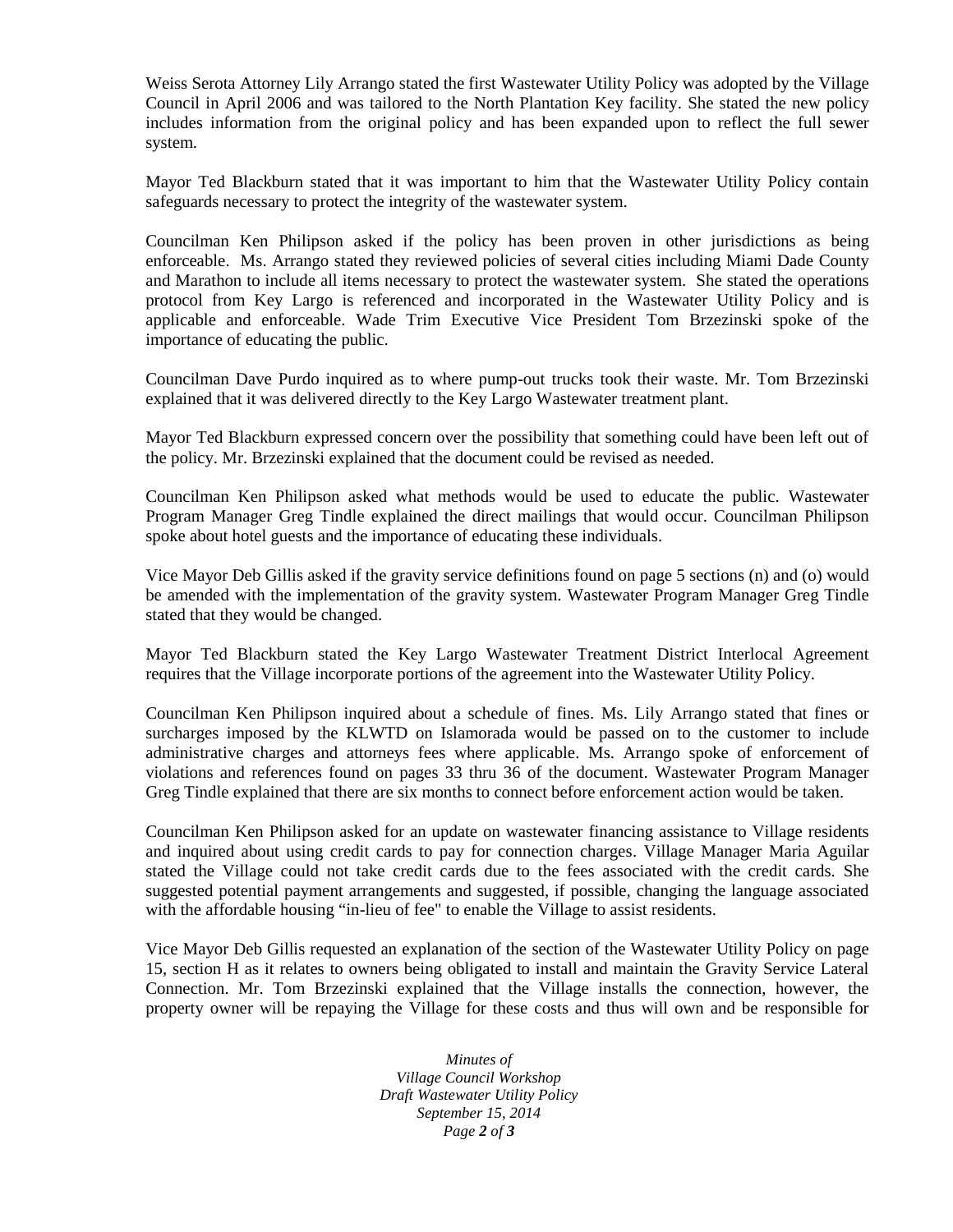Weiss Serota Attorney Lily Arrango stated the first Wastewater Utility Policy was adopted by the Village Council in April 2006 and was tailored to the North Plantation Key facility. She stated the new policy includes information from the original policy and has been expanded upon to reflect the full sewer system.

Mayor Ted Blackburn stated that it was important to him that the Wastewater Utility Policy contain safeguards necessary to protect the integrity of the wastewater system.

Councilman Ken Philipson asked if the policy has been proven in other jurisdictions as being enforceable. Ms. Arrango stated they reviewed policies of several cities including Miami Dade County and Marathon to include all items necessary to protect the wastewater system. She stated the operations protocol from Key Largo is referenced and incorporated in the Wastewater Utility Policy and is applicable and enforceable. Wade Trim Executive Vice President Tom Brzezinski spoke of the importance of educating the public.

Councilman Dave Purdo inquired as to where pump-out trucks took their waste. Mr. Tom Brzezinski explained that it was delivered directly to the Key Largo Wastewater treatment plant.

Mayor Ted Blackburn expressed concern over the possibility that something could have been left out of the policy. Mr. Brzezinski explained that the document could be revised as needed.

Councilman Ken Philipson asked what methods would be used to educate the public. Wastewater Program Manager Greg Tindle explained the direct mailings that would occur. Councilman Philipson spoke about hotel guests and the importance of educating these individuals.

Vice Mayor Deb Gillis asked if the gravity service definitions found on page 5 sections (n) and (o) would be amended with the implementation of the gravity system. Wastewater Program Manager Greg Tindle stated that they would be changed.

Mayor Ted Blackburn stated the Key Largo Wastewater Treatment District Interlocal Agreement requires that the Village incorporate portions of the agreement into the Wastewater Utility Policy.

Councilman Ken Philipson inquired about a schedule of fines. Ms. Lily Arrango stated that fines or surcharges imposed by the KLWTD on Islamorada would be passed on to the customer to include administrative charges and attorneys fees where applicable. Ms. Arrango spoke of enforcement of violations and references found on pages 33 thru 36 of the document. Wastewater Program Manager Greg Tindle explained that there are six months to connect before enforcement action would be taken.

Councilman Ken Philipson asked for an update on wastewater financing assistance to Village residents and inquired about using credit cards to pay for connection charges. Village Manager Maria Aguilar stated the Village could not take credit cards due to the fees associated with the credit cards. She suggested potential payment arrangements and suggested, if possible, changing the language associated with the affordable housing "in-lieu of fee" to enable the Village to assist residents.

Vice Mayor Deb Gillis requested an explanation of the section of the Wastewater Utility Policy on page 15, section H as it relates to owners being obligated to install and maintain the Gravity Service Lateral Connection. Mr. Tom Brzezinski explained that the Village installs the connection, however, the property owner will be repaying the Village for these costs and thus will own and be responsible for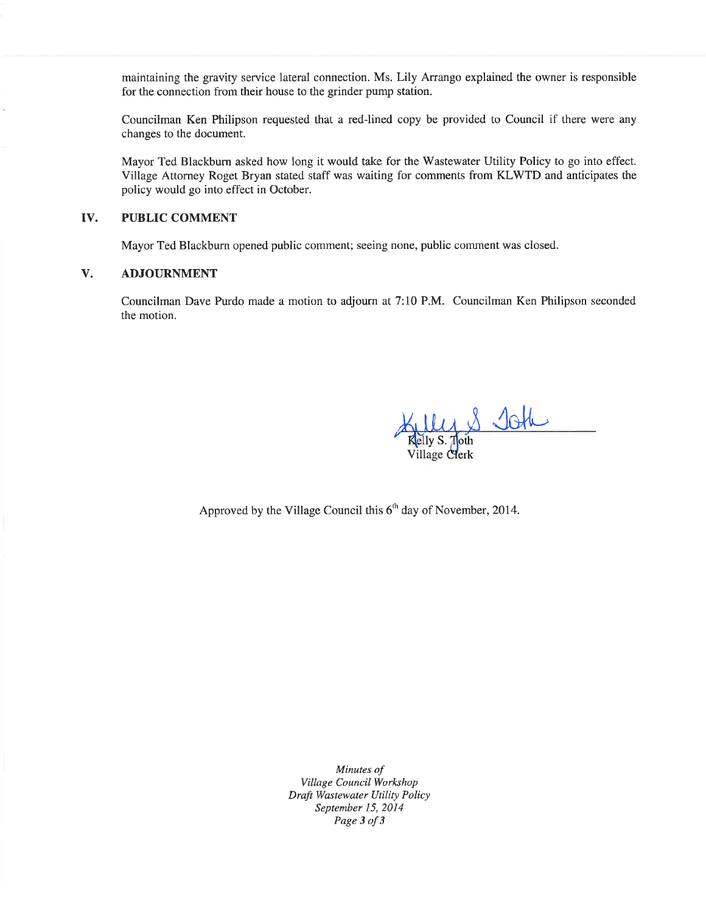maintaining the gravity service lateral connection. Ms. Lily Arrango explained the owner is responsible for the connection from their house to the grinder pump station.

Councilman Ken Philipson requested that a red-lined copy be provided to Council if there were any changes to the document.

Mayor Ted Blackburn asked how long it would take for the Wastewater Utility Policy to go into effect. Village Attorney Roget Bryan stated staff was waiting for comments from KLWTD and anticipates the policy would go into effect in October.

## IV. PUBLIC COMMENT

Mayor Ted Blackburn opened public comment; seeing none, public comment was closed.

## V. ADJOURNMENT

Councilman Dave Purdo made a motion to adjourn at 7:10 P.M. Councilman Ken Philipson seconded the motion.

Kelly S. Toth
Village Clerk

Approved by the Village Council this 6th day of November, 2014.

*Minutes of*
*Village Council Workshop*
*Draft Wastewater Utility Policy*
*September 15, 2014*